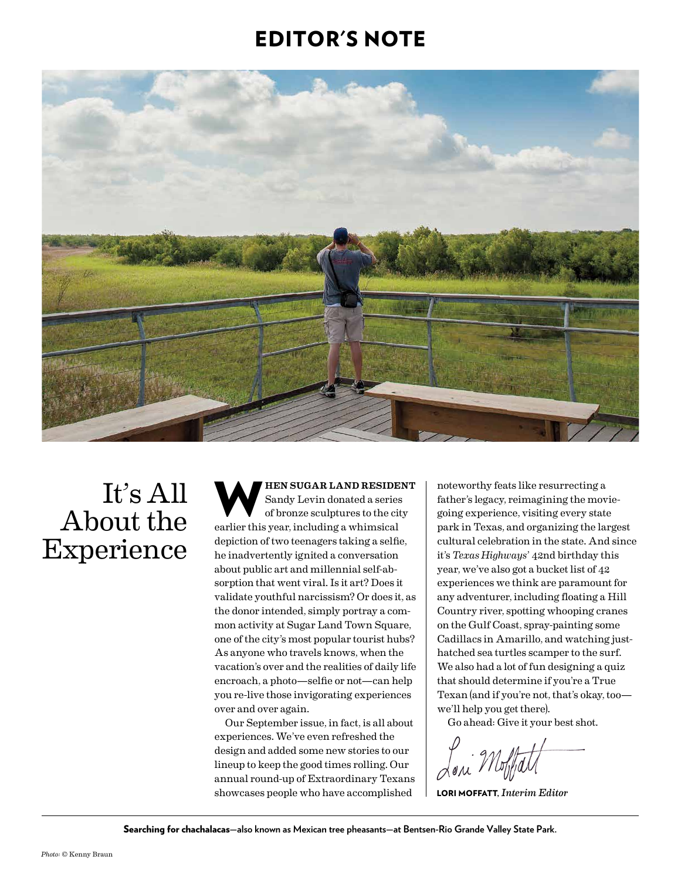# EDITOR'S NOTE

## It's All About the Experience

**WHEN SUGAR LAND RESIDENT** Sandy Levin donated a series of bronze sculptures to the city earlier this year, including a whimsical depiction of two teenagers taking a selfie, he inadvertently ignited a conversation about public art and millennial self-absorption that went viral. Is it art? Does it validate youthful narcissism? Or does it, as the donor intended, simply portray a common activity at Sugar Land Town Square, one of the city's most popular tourist hubs? As anyone who travels knows, when the vacation's over and the realities of daily life encroach, a photo—selfie or not—can help you re-live those invigorating experiences over and over again.

Our September issue, in fact, is all about experiences. We've even refreshed the design and added some new stories to our lineup to keep the good times rolling. Our annual round-up of Extraordinary Texans showcases people who have accomplished noteworthy feats like resurrecting a father's legacy, reimagining the moviegoing experience, visiting every state park in Texas, and organizing the largest cultural celebration in the state. And since it's *Texas Highways'* 42nd birthday this year, we've also got a bucket list of 42 experiences we think are paramount for any adventurer, including floating a Hill Country river, spotting whooping cranes on the Gulf Coast, spray-painting some Cadillacs in Amarillo, and watching just-hatched sea turtles scamper to the surf. We also had a lot of fun designing a quiz that should determine if you're a True Texan (and if you're not, that's okay, too—we'll help you get there).

Go ahead: Give it your best shot.

Lori Moffatt

**LORI MOFFATT**, *Interim Editor*

**Searching for chachalacas**—also known as Mexican tree pheasants—at Bentsen-Rio Grande Valley State Park.

*Photo:* © Kenny Braun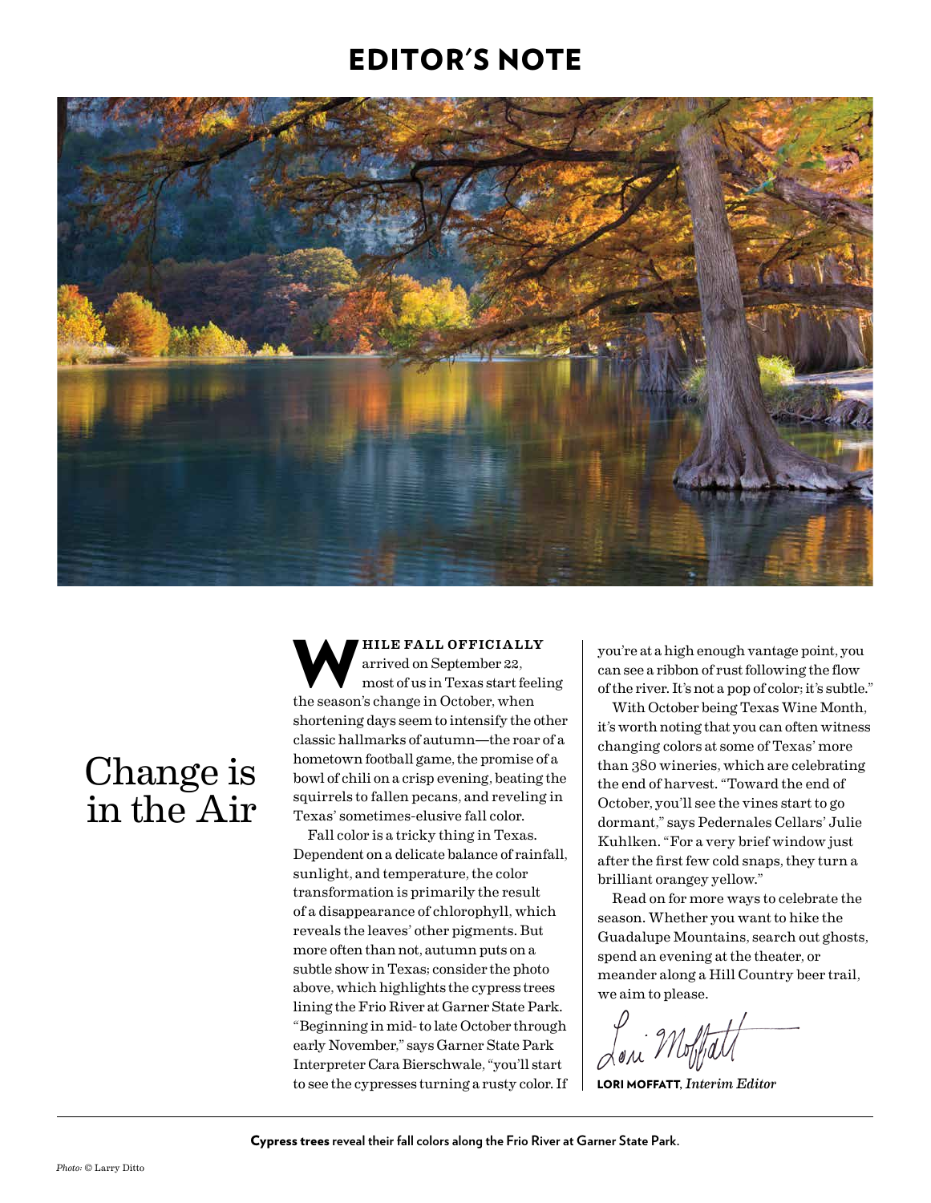# EDITOR'S NOTE

## Change is in the Air

**WHILE FALL OFFICIALLY** arrived on September 22, most of us in Texas start feeling the season's change in October, when shortening days seem to intensify the other classic hallmarks of autumn—the roar of a hometown football game, the promise of a bowl of chili on a crisp evening, beating the squirrels to fallen pecans, and reveling in Texas' sometimes-elusive fall color.

Fall color is a tricky thing in Texas. Dependent on a delicate balance of rainfall, sunlight, and temperature, the color transformation is primarily the result of a disappearance of chlorophyll, which reveals the leaves' other pigments. But more often than not, autumn puts on a subtle show in Texas; consider the photo above, which highlights the cypress trees lining the Frio River at Garner State Park. "Beginning in mid- to late October through early November," says Garner State Park Interpreter Cara Bierschwale, "you'll start to see the cypresses turning a rusty color. If you're at a high enough vantage point, you can see a ribbon of rust following the flow of the river. It's not a pop of color; it's subtle."

With October being Texas Wine Month, it's worth noting that you can often witness changing colors at some of Texas' more than 380 wineries, which are celebrating the end of harvest. "Toward the end of October, you'll see the vines start to go dormant," says Pedernales Cellars' Julie Kuhlken. "For a very brief window just after the first few cold snaps, they turn a brilliant orangey yellow."

Read on for more ways to celebrate the season. Whether you want to hike the Guadalupe Mountains, search out ghosts, spend an evening at the theater, or meander along a Hill Country beer trail, we aim to please.

**LORI MOFFATT**, *Interim Editor*

**Cypress trees** reveal their fall colors along the Frio River at Garner State Park.

*Photo:* © Larry Ditto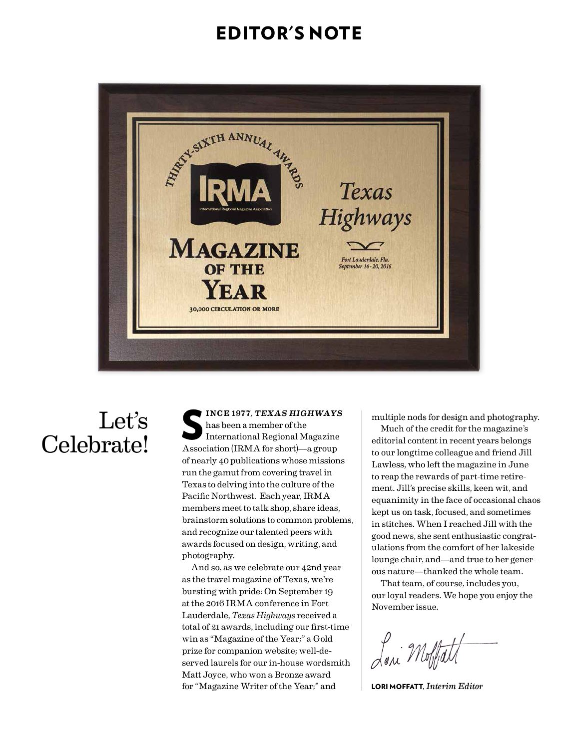# EDITOR'S NOTE

THIRTY-SIXTH ANNUAL AWARDS

IRMA

International Regional Magazine Association

MAGAZINE OF THE YEAR

30,000 CIRCULATION OR MORE

*Texas Highways*

*Fort Lauderdale, Fla.*
*September 16-20, 2016*

## Let's Celebrate!

**SINCE 1977, *TEXAS HIGHWAYS*** has been a member of the International Regional Magazine Association (IRMA for short)—a group of nearly 40 publications whose missions run the gamut from covering travel in Texas to delving into the culture of the Pacific Northwest. Each year, IRMA members meet to talk shop, share ideas, brainstorm solutions to common problems, and recognize our talented peers with awards focused on design, writing, and photography.

And so, as we celebrate our 42nd year as the travel magazine of Texas, we're bursting with pride: On September 19 at the 2016 IRMA conference in Fort Lauderdale, *Texas Highways* received a total of 21 awards, including our first-time win as "Magazine of the Year;" a Gold prize for companion website; well-deserved laurels for our in-house wordsmith Matt Joyce, who won a Bronze award for "Magazine Writer of the Year;" and multiple nods for design and photography.

Much of the credit for the magazine's editorial content in recent years belongs to our longtime colleague and friend Jill Lawless, who left the magazine in June to reap the rewards of part-time retirement. Jill's precise skills, keen wit, and equanimity in the face of occasional chaos kept us on task, focused, and sometimes in stitches. When I reached Jill with the good news, she sent enthusiastic congratulations from the comfort of her lakeside lounge chair, and—and true to her generous nature—thanked the whole team.

That team, of course, includes you, our loyal readers. We hope you enjoy the November issue.

Lori Moffatt

**LORI MOFFATT**, *Interim Editor*